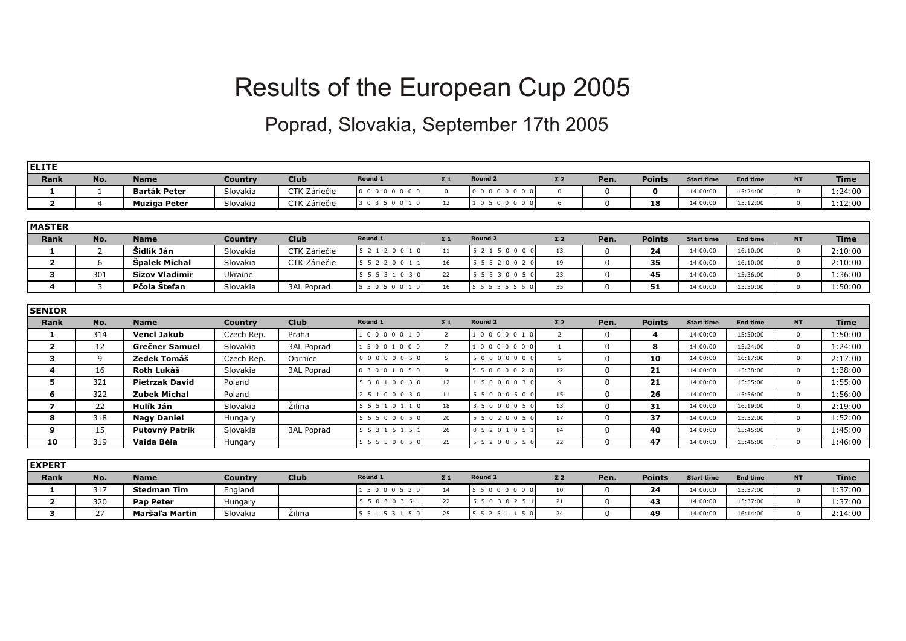# Results of the European Cup 2005

## Poprad, Slovakia, September 17th 2005

**ELITE**

| Rank | No. | Name | Country | Club | Round 1 | Σ 1 | Round 2 | Σ 2 | Pen. | Points | Start time | End time | NT | Time |
|---|---|---|---|---|---|---|---|---|---|---|---|---|---|---|
| **1** | 1 | **Barták Peter** | Slovakia | CTK Záriečie | 0 0 0 0 0 0 0 0 | 0 | 0 0 0 0 0 0 0 0 | 0 | 0 | **0** | 14:00:00 | 15:24:00 | 0 | 1:24:00 |
| **2** | 4 | **Muziga Peter** | Slovakia | CTK Záriečie | 3 0 3 5 0 0 1 0 | 12 | 1 0 5 0 0 0 0 0 | 6 | 0 | **18** | 14:00:00 | 15:12:00 | 0 | 1:12:00 |

**MASTER**

| Rank | No. | Name | Country | Club | Round 1 | Σ 1 | Round 2 | Σ 2 | Pen. | Points | Start time | End time | NT | Time |
|---|---|---|---|---|---|---|---|---|---|---|---|---|---|---|
| **1** | 2 | **Šidlík Ján** | Slovakia | CTK Záriečie | 5 2 1 2 0 0 1 0 | 11 | 5 2 1 5 0 0 0 0 | 13 | 0 | **24** | 14:00:00 | 16:10:00 | 0 | 2:10:00 |
| **2** | 6 | **Špalek Michal** | Slovakia | CTK Záriečie | 5 5 2 2 0 0 1 1 | 16 | 5 5 5 2 0 0 2 0 | 19 | 0 | **35** | 14:00:00 | 16:10:00 | 0 | 2:10:00 |
| **3** | 301 | **Sizov Vladimir** | Ukraine | | 5 5 5 3 1 0 3 0 | 22 | 5 5 5 3 0 0 5 0 | 23 | 0 | **45** | 14:00:00 | 15:36:00 | 0 | 1:36:00 |
| **4** | 3 | **Pčola Štefan** | Slovakia | 3AL Poprad | 5 5 0 5 0 0 1 0 | 16 | 5 5 5 5 5 5 5 0 | 35 | 0 | **51** | 14:00:00 | 15:50:00 | 0 | 1:50:00 |

**SENIOR**

| Rank | No. | Name | Country | Club | Round 1 | Σ 1 | Round 2 | Σ 2 | Pen. | Points | Start time | End time | NT | Time |
|---|---|---|---|---|---|---|---|---|---|---|---|---|---|---|
| **1** | 314 | **Vencl Jakub** | Czech Rep. | Praha | 1 0 0 0 0 0 1 0 | 2 | 1 0 0 0 0 0 1 0 | 2 | 0 | **4** | 14:00:00 | 15:50:00 | 0 | 1:50:00 |
| **2** | 12 | **Grečner Samuel** | Slovakia | 3AL Poprad | 1 5 0 0 1 0 0 0 | 7 | 1 0 0 0 0 0 0 0 | 1 | 0 | **8** | 14:00:00 | 15:24:00 | 0 | 1:24:00 |
| **3** | 9 | **Zedek Tomáš** | Czech Rep. | Obrnice | 0 0 0 0 0 0 5 0 | 5 | 5 0 0 0 0 0 0 0 | 5 | 0 | **10** | 14:00:00 | 16:17:00 | 0 | 2:17:00 |
| **4** | 16 | **Roth Lukáš** | Slovakia | 3AL Poprad | 0 3 0 0 1 0 5 0 | 9 | 5 5 0 0 0 0 2 0 | 12 | 0 | **21** | 14:00:00 | 15:38:00 | 0 | 1:38:00 |
| **5** | 321 | **Pietrzak David** | Poland | | 5 3 0 1 0 0 3 0 | 12 | 1 5 0 0 0 0 3 0 | 9 | 0 | **21** | 14:00:00 | 15:55:00 | 0 | 1:55:00 |
| **6** | 322 | **Zubek Michal** | Poland | | 2 5 1 0 0 0 3 0 | 11 | 5 5 0 0 0 5 0 0 | 15 | 0 | **26** | 14:00:00 | 15:56:00 | 0 | 1:56:00 |
| **7** | 22 | **Hulík Ján** | Slovakia | Žilina | 5 5 5 1 0 1 1 0 | 18 | 3 5 0 0 0 0 5 0 | 13 | 0 | **31** | 14:00:00 | 16:19:00 | 0 | 2:19:00 |
| **8** | 318 | **Nagy Daniel** | Hungary | | 5 5 5 0 0 0 5 0 | 20 | 5 5 0 2 0 0 5 0 | 17 | 0 | **37** | 14:00:00 | 15:52:00 | 0 | 1:52:00 |
| **9** | 15 | **Putovný Patrik** | Slovakia | 3AL Poprad | 5 5 3 1 5 1 5 1 | 26 | 0 5 2 0 1 0 5 1 | 14 | 0 | **40** | 14:00:00 | 15:45:00 | 0 | 1:45:00 |
| **10** | 319 | **Vaida Béla** | Hungary | | 5 5 5 5 0 0 5 0 | 25 | 5 5 2 0 0 5 5 0 | 22 | 0 | **47** | 14:00:00 | 15:46:00 | 0 | 1:46:00 |

**EXPERT**

| Rank | No. | Name | Country | Club | Round 1 | Σ 1 | Round 2 | Σ 2 | Pen. | Points | Start time | End time | NT | Time |
|---|---|---|---|---|---|---|---|---|---|---|---|---|---|---|
| **1** | 317 | **Stedman Tim** | England | | 1 5 0 0 0 5 3 0 | 14 | 5 5 0 0 0 0 0 0 | 10 | 0 | **24** | 14:00:00 | 15:37:00 | 0 | 1:37:00 |
| **2** | 320 | **Pap Peter** | Hungary | | 5 5 0 3 0 3 5 1 | 22 | 5 5 0 3 0 2 5 1 | 21 | 0 | **43** | 14:00:00 | 15:37:00 | 0 | 1:37:00 |
| **3** | 27 | **Maršaľa Martin** | Slovakia | Žilina | 5 5 1 5 3 1 5 0 | 25 | 5 5 2 5 1 1 5 0 | 24 | 0 | **49** | 14:00:00 | 16:14:00 | 0 | 2:14:00 |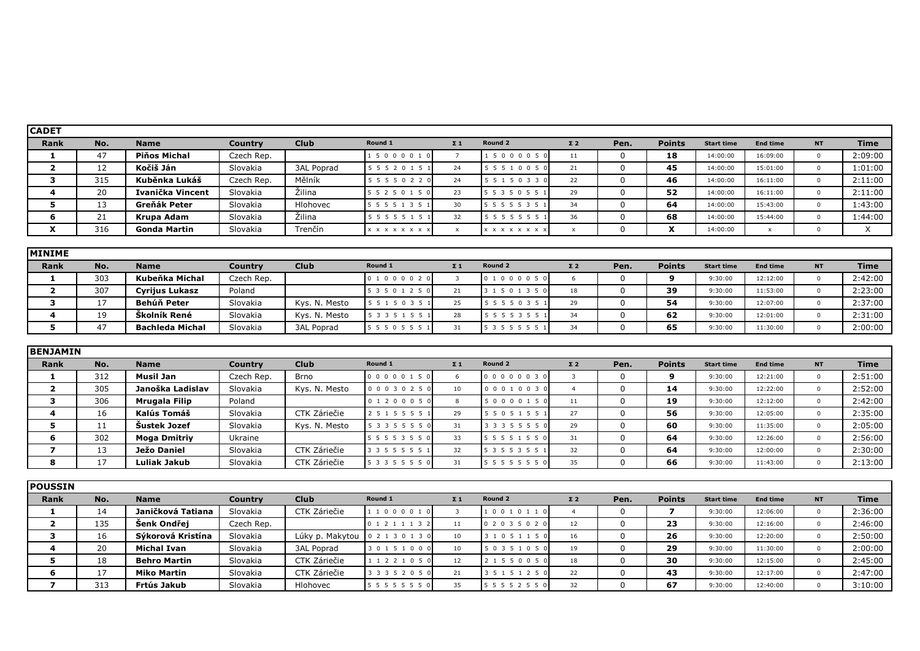## CADET

| Rank | No. | Name | Country | Club | Round 1 | Σ 1 | Round 2 | Σ 2 | Pen. | Points | Start time | End time | NT | Time |
|---|---|---|---|---|---|---|---|---|---|---|---|---|---|---|
| 1 | 47 | **Piňos Michal** | Czech Rep. | | 1 5 0 0 0 0 0 1 0 | 7 | 1 5 0 0 0 0 0 5 0 | 11 | 0 | **18** | 14:00:00 | 16:09:00 | 0 | 2:09:00 |
| 2 | 12 | **Kočiš Ján** | Slovakia | 3AL Poprad | 5 5 5 5 2 0 1 5 1 | 24 | 5 5 5 5 1 0 0 5 0 | 21 | 0 | **45** | 14:00:00 | 15:01:00 | 0 | 1:01:00 |
| 3 | 315 | **Kuběnka Lukáš** | Czech Rep. | Mělník | 5 5 5 5 5 0 2 2 0 | 24 | 5 5 1 5 0 3 3 0 | 22 | 0 | **46** | 14:00:00 | 16:11:00 | 0 | 2:11:00 |
| 4 | 20 | **Ivanička Vincent** | Slovakia | Žilina | 5 5 2 5 0 1 5 0 | 23 | 5 5 3 5 0 5 5 1 | 29 | 0 | **52** | 14:00:00 | 16:11:00 | 0 | 2:11:00 |
| 5 | 13 | **Greňák Peter** | Slovakia | Hlohovec | 5 5 5 5 1 3 5 1 | 30 | 5 5 5 5 5 3 5 1 | 34 | 0 | **64** | 14:00:00 | 15:43:00 | 0 | 1:43:00 |
| 6 | 21 | **Krupa Adam** | Slovakia | Žilina | 5 5 5 5 5 1 5 1 | 32 | 5 5 5 5 5 5 5 1 | 36 | 0 | **68** | 14:00:00 | 15:44:00 | 0 | 1:44:00 |
| X | 316 | **Gonda Martin** | Slovakia | Trenčín | x x x x x x x x | x | x x x x x x x x | x | 0 | **X** | 14:00:00 | x | 0 | X |

## MINIME

| Rank | No. | Name | Country | Club | Round 1 | Σ 1 | Round 2 | Σ 2 | Pen. | Points | Start time | End time | NT | Time |
|---|---|---|---|---|---|---|---|---|---|---|---|---|---|---|
| 1 | 303 | **Kubeňka Michal** | Czech Rep. | | 0 1 0 0 0 0 0 2 0 | 3 | 0 1 0 0 0 0 0 5 0 | 6 | 0 | **9** | 9:30:00 | 12:12:00 | 0 | 2:42:00 |
| 2 | 307 | **Cyrijus Lukasz** | Poland | | 5 3 5 0 1 2 5 0 | 21 | 3 1 5 0 1 3 5 0 | 18 | 0 | **39** | 9:30:00 | 11:53:00 | 0 | 2:23:00 |
| 3 | 17 | **Behúň Peter** | Slovakia | Kys. N. Mesto | 5 5 1 5 0 3 5 1 | 25 | 5 5 5 5 0 3 5 1 | 29 | 0 | **54** | 9:30:00 | 12:07:00 | 0 | 2:37:00 |
| 4 | 19 | **Školník René** | Slovakia | Kys. N. Mesto | 5 3 3 5 1 5 5 1 | 28 | 5 5 5 5 3 5 5 1 | 34 | 0 | **62** | 9:30:00 | 12:01:00 | 0 | 2:31:00 |
| 5 | 47 | **Bachleda Michal** | Slovakia | 3AL Poprad | 5 5 5 0 5 5 5 1 | 31 | 5 3 5 5 5 5 5 1 | 34 | 0 | **65** | 9:30:00 | 11:30:00 | 0 | 2:00:00 |

## BENJAMIN

| Rank | No. | Name | Country | Club | Round 1 | Σ 1 | Round 2 | Σ 2 | Pen. | Points | Start time | End time | NT | Time |
|---|---|---|---|---|---|---|---|---|---|---|---|---|---|---|
| 1 | 312 | **Musil Jan** | Czech Rep. | Brno | 0 0 0 0 0 0 1 5 0 | 6 | 0 0 0 0 0 0 0 3 0 | 3 | 0 | **9** | 9:30:00 | 12:21:00 | 0 | 2:51:00 |
| 2 | 305 | **Janoška Ladislav** | Slovakia | Kys. N. Mesto | 0 0 0 3 0 2 5 0 | 10 | 0 0 0 1 0 0 3 0 | 4 | 0 | **14** | 9:30:00 | 12:22:00 | 0 | 2:52:00 |
| 3 | 306 | **Mrugala Filip** | Poland | | 0 1 2 0 0 0 5 0 | 8 | 5 0 0 0 0 1 5 0 | 11 | 0 | **19** | 9:30:00 | 12:12:00 | 0 | 2:42:00 |
| 4 | 16 | **Kalús Tomáš** | Slovakia | CTK Záriečie | 2 5 1 5 5 5 5 1 | 29 | 5 5 0 5 1 5 5 1 | 27 | 0 | **56** | 9:30:00 | 12:05:00 | 0 | 2:35:00 |
| 5 | 11 | **Šustek Jozef** | Slovakia | Kys. N. Mesto | 5 3 3 5 5 5 5 0 | 31 | 3 3 3 5 5 5 5 0 | 29 | 0 | **60** | 9:30:00 | 11:35:00 | 0 | 2:05:00 |
| 6 | 302 | **Moga Dmitriy** | Ukraine | | 5 5 5 5 3 5 5 0 | 33 | 5 5 5 5 1 5 5 0 | 31 | 0 | **64** | 9:30:00 | 12:26:00 | 0 | 2:56:00 |
| 7 | 13 | **Ježo Daniel** | Slovakia | CTK Záriečie | 3 3 5 5 5 5 5 1 | 32 | 5 3 5 5 3 5 5 1 | 32 | 0 | **64** | 9:30:00 | 12:00:00 | 0 | 2:30:00 |
| 8 | 17 | **Luliak Jakub** | Slovakia | CTK Záriečie | 5 3 3 5 5 5 5 0 | 31 | 5 5 5 5 5 5 5 0 | 35 | 0 | **66** | 9:30:00 | 11:43:00 | 0 | 2:13:00 |

## POUSSIN

| Rank | No. | Name | Country | Club | Round 1 | Σ 1 | Round 2 | Σ 2 | Pen. | Points | Start time | End time | NT | Time |
|---|---|---|---|---|---|---|---|---|---|---|---|---|---|---|
| 1 | 14 | **Janičková Tatiana** | Slovakia | CTK Záriečie | 1 1 0 0 0 0 0 1 0 | 3 | 1 0 0 1 0 1 1 0 | 4 | 0 | **7** | 9:30:00 | 12:06:00 | 0 | 2:36:00 |
| 2 | 135 | **Šenk Ondřej** | Czech Rep. | | 0 1 2 1 1 1 3 2 | 11 | 0 2 0 3 5 0 2 0 | 12 | 0 | **23** | 9:30:00 | 12:16:00 | 0 | 2:46:00 |
| 3 | 16 | **Sýkorová Kristína** | Slovakia | Lúky p. Makytou | 0 2 1 3 0 1 3 0 | 10 | 3 1 0 5 1 1 5 0 | 16 | 0 | **26** | 9:30:00 | 12:20:00 | 0 | 2:50:00 |
| 4 | 20 | **Michal Ivan** | Slovakia | 3AL Poprad | 3 0 1 5 1 0 0 0 | 10 | 5 0 3 5 1 0 5 0 | 19 | 0 | **29** | 9:30:00 | 11:30:00 | 0 | 2:00:00 |
| 5 | 18 | **Behro Martin** | Slovakia | CTK Záriečie | 1 1 2 2 1 0 5 0 | 12 | 2 1 5 5 0 0 5 0 | 18 | 0 | **30** | 9:30:00 | 12:15:00 | 0 | 2:45:00 |
| 6 | 17 | **Miko Martin** | Slovakia | CTK Záriečie | 3 3 3 5 2 0 5 0 | 21 | 3 5 1 5 1 2 5 0 | 22 | 0 | **43** | 9:30:00 | 12:17:00 | 0 | 2:47:00 |
| 7 | 313 | **Frtús Jakub** | Slovakia | Hlohovec | 5 5 5 5 5 5 5 0 | 35 | 5 5 5 5 2 5 5 0 | 32 | 0 | **67** | 9:30:00 | 12:40:00 | 0 | 3:10:00 |